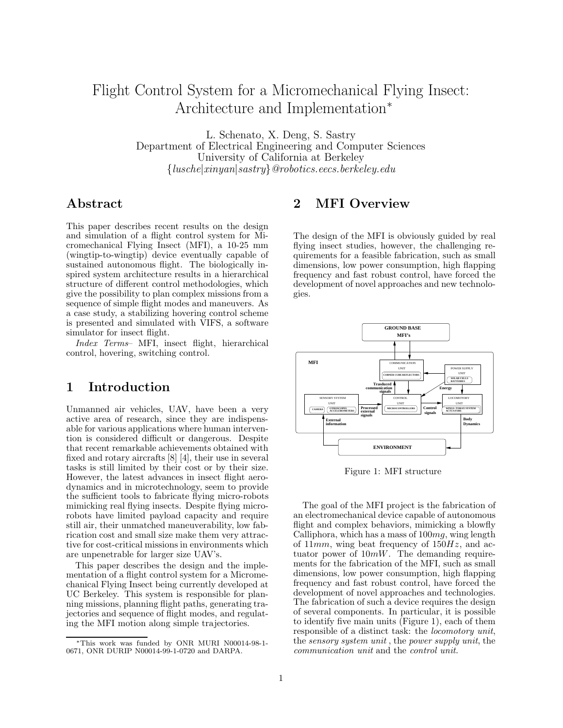# Flight Control System for a Micromechanical Flying Insect: Architecture and Implementation*

L. Schenato, X. Deng, S. Sastry
Department of Electrical Engineering and Computer Sciences
University of California at Berkeley
{*lusche*|*xinyan*|*sastry*}*@robotics.eecs.berkeley.edu*

## Abstract

This paper describes recent results on the design and simulation of a flight control system for Micromechanical Flying Insect (MFI), a 10-25 mm (wingtip-to-wingtip) device eventually capable of sustained autonomous flight. The biologically inspired system architecture results in a hierarchical structure of different control methodologies, which give the possibility to plan complex missions from a sequence of simple flight modes and maneuvers. As a case study, a stabilizing hovering control scheme is presented and simulated with VIFS, a software simulator for insect flight.

*Index Terms*– MFI, insect flight, hierarchical control, hovering, switching control.

## 1 Introduction

Unmanned air vehicles, UAV, have been a very active area of research, since they are indispensable for various applications where human intervention is considered difficult or dangerous. Despite that recent remarkable achievements obtained with fixed and rotary aircrafts [8] [4], their use in several tasks is still limited by their cost or by their size. However, the latest advances in insect flight aerodynamics and in microtechnology, seem to provide the sufficient tools to fabricate flying micro-robots mimicking real flying insects. Despite flying microrobots have limited payload capacity and require still air, their unmatched maneuverability, low fabrication cost and small size make them very attractive for cost-critical missions in environments which are unpenetrable for larger size UAV's.

This paper describes the design and the implementation of a flight control system for a Micromechanical Flying Insect being currently developed at UC Berkeley. This system is responsible for planning missions, planning flight paths, generating trajectories and sequence of flight modes, and regulating the MFI motion along simple trajectories.

## 2 MFI Overview

The design of the MFI is obviously guided by real flying insect studies, however, the challenging requirements for a feasible fabrication, such as small dimensions, low power consumption, high flapping frequency and fast robust control, have forced the development of novel approaches and new technologies.

Figure 1: MFI structure

The goal of the MFI project is the fabrication of an electromechanical device capable of autonomous flight and complex behaviors, mimicking a blowfly Calliphora, which has a mass of $100mg$, wing length of $11mm$, wing beat frequency of $150Hz$, and actuator power of $10mW$. The demanding requirements for the fabrication of the MFI, such as small dimensions, low power consumption, high flapping frequency and fast robust control, have forced the development of novel approaches and technologies. The fabrication of such a device requires the design of several components. In particular, it is possible to identify five main units (Figure 1), each of them responsible of a distinct task: the *locomotory unit*, the *sensory system unit* , the *power supply unit*, the *communication unit* and the *control unit*.

*This work was funded by ONR MURI N00014-98-1-0671, ONR DURIP N00014-99-1-0720 and DARPA.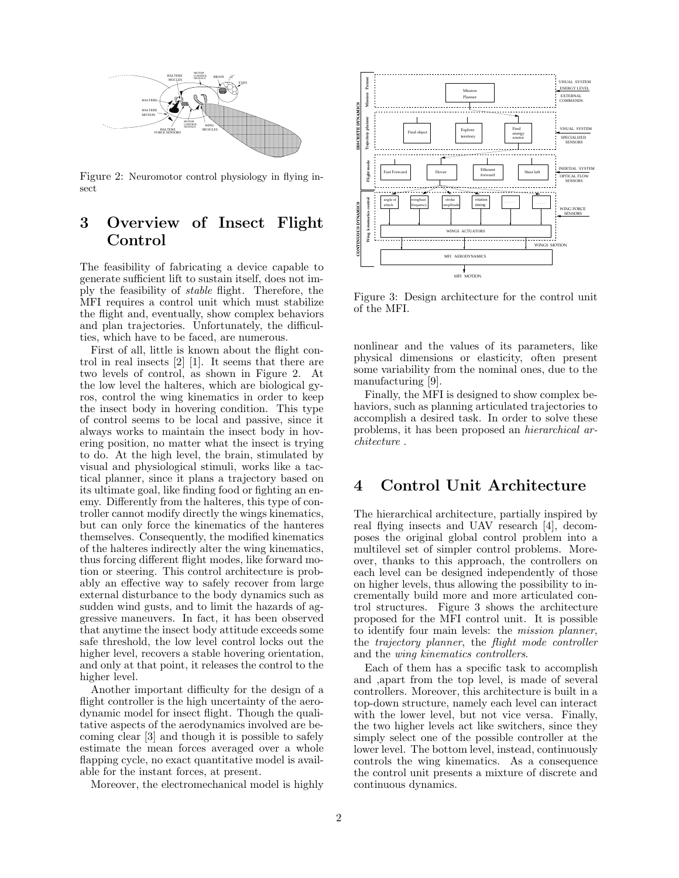Figure 2: Neuromotor control physiology in flying insect

## 3 Overview of Insect Flight Control

The feasibility of fabricating a device capable to generate sufficient lift to sustain itself, does not imply the feasibility of *stable* flight. Therefore, the MFI requires a control unit which must stabilize the flight and, eventually, show complex behaviors and plan trajectories. Unfortunately, the difficulties, which have to be faced, are numerous.

First of all, little is known about the flight control in real insects [2] [1]. It seems that there are two levels of control, as shown in Figure 2. At the low level the halteres, which are biological gyros, control the wing kinematics in order to keep the insect body in hovering condition. This type of control seems to be local and passive, since it always works to maintain the insect body in hovering position, no matter what the insect is trying to do. At the high level, the brain, stimulated by visual and physiological stimuli, works like a tactical planner, since it plans a trajectory based on its ultimate goal, like finding food or fighting an enemy. Differently from the halteres, this type of controller cannot modify directly the wings kinematics, but can only force the kinematics of the hanteres themselves. Consequently, the modified kinematics of the halteres indirectly alter the wing kinematics, thus forcing different flight modes, like forward motion or steering. This control architecture is probably an effective way to safely recover from large external disturbance to the body dynamics such as sudden wind gusts, and to limit the hazards of aggressive maneuvers. In fact, it has been observed that anytime the insect body attitude exceeds some safe threshold, the low level control locks out the higher level, recovers a stable hovering orientation, and only at that point, it releases the control to the higher level.

Another important difficulty for the design of a flight controller is the high uncertainty of the aerodynamic model for insect flight. Though the qualitative aspects of the aerodynamics involved are becoming clear [3] and though it is possible to safely estimate the mean forces averaged over a whole flapping cycle, no exact quantitative model is available for the instant forces, at present.

Moreover, the electromechanical model is highly nonlinear and the values of its parameters, like physical dimensions or elasticity, often present some variability from the nominal ones, due to the manufacturing [9].

Finally, the MFI is designed to show complex behaviors, such as planning articulated trajectories to accomplish a desired task. In order to solve these problems, it has been proposed an *hierarchical architecture* .

Figure 3: Design architecture for the control unit of the MFI.

## 4 Control Unit Architecture

The hierarchical architecture, partially inspired by real flying insects and UAV research [4], decomposes the original global control problem into a multilevel set of simpler control problems. Moreover, thanks to this approach, the controllers on each level can be designed independently of those on higher levels, thus allowing the possibility to incrementally build more and more articulated control structures. Figure 3 shows the architecture proposed for the MFI control unit. It is possible to identify four main levels: the *mission planner*, the *trajectory planner*, the *flight mode controller* and the *wing kinematics controllers*.

Each of them has a specific task to accomplish and ,apart from the top level, is made of several controllers. Moreover, this architecture is built in a top-down structure, namely each level can interact with the lower level, but not vice versa. Finally, the two higher levels act like switchers, since they simply select one of the possible controller at the lower level. The bottom level, instead, continuously controls the wing kinematics. As a consequence the control unit presents a mixture of discrete and continuous dynamics.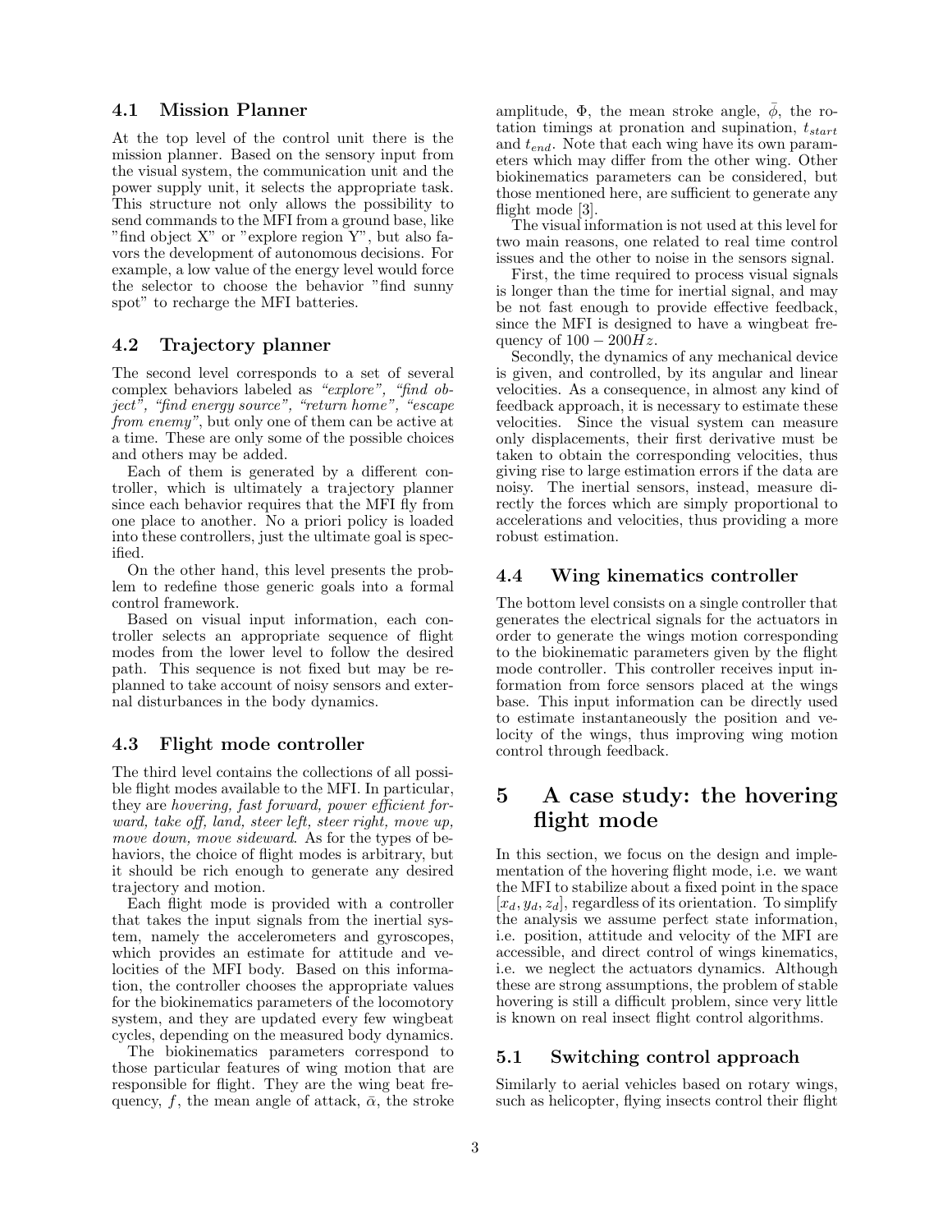### 4.1 Mission Planner

At the top level of the control unit there is the mission planner. Based on the sensory input from the visual system, the communication unit and the power supply unit, it selects the appropriate task. This structure not only allows the possibility to send commands to the MFI from a ground base, like "find object X" or "explore region Y", but also favors the development of autonomous decisions. For example, a low value of the energy level would force the selector to choose the behavior "find sunny spot" to recharge the MFI batteries.

### 4.2 Trajectory planner

The second level corresponds to a set of several complex behaviors labeled as *"explore", "find object", "find energy source", "return home", "escape from enemy"*, but only one of them can be active at a time. These are only some of the possible choices and others may be added.

Each of them is generated by a different controller, which is ultimately a trajectory planner since each behavior requires that the MFI fly from one place to another. No a priori policy is loaded into these controllers, just the ultimate goal is specified.

On the other hand, this level presents the problem to redefine those generic goals into a formal control framework.

Based on visual input information, each controller selects an appropriate sequence of flight modes from the lower level to follow the desired path. This sequence is not fixed but may be replanned to take account of noisy sensors and external disturbances in the body dynamics.

### 4.3 Flight mode controller

The third level contains the collections of all possible flight modes available to the MFI. In particular, they are *hovering, fast forward, power efficient forward, take off, land, steer left, steer right, move up, move down, move sideward*. As for the types of behaviors, the choice of flight modes is arbitrary, but it should be rich enough to generate any desired trajectory and motion.

Each flight mode is provided with a controller that takes the input signals from the inertial system, namely the accelerometers and gyroscopes, which provides an estimate for attitude and velocities of the MFI body. Based on this information, the controller chooses the appropriate values for the biokinematics parameters of the locomotory system, and they are updated every few wingbeat cycles, depending on the measured body dynamics.

The biokinematics parameters correspond to those particular features of wing motion that are responsible for flight. They are the wing beat frequency, $f$, the mean angle of attack, $\bar{\alpha}$, the stroke amplitude, $\Phi$, the mean stroke angle, $\bar{\phi}$, the rotation timings at pronation and supination, $t_{start}$ and $t_{end}$. Note that each wing have its own parameters which may differ from the other wing. Other biokinematics parameters can be considered, but those mentioned here, are sufficient to generate any flight mode [3].

The visual information is not used at this level for two main reasons, one related to real time control issues and the other to noise in the sensors signal.

First, the time required to process visual signals is longer than the time for inertial signal, and may be not fast enough to provide effective feedback, since the MFI is designed to have a wingbeat frequency of $100 - 200Hz$.

Secondly, the dynamics of any mechanical device is given, and controlled, by its angular and linear velocities. As a consequence, in almost any kind of feedback approach, it is necessary to estimate these velocities. Since the visual system can measure only displacements, their first derivative must be taken to obtain the corresponding velocities, thus giving rise to large estimation errors if the data are noisy. The inertial sensors, instead, measure directly the forces which are simply proportional to accelerations and velocities, thus providing a more robust estimation.

### 4.4 Wing kinematics controller

The bottom level consists on a single controller that generates the electrical signals for the actuators in order to generate the wings motion corresponding to the biokinematic parameters given by the flight mode controller. This controller receives input information from force sensors placed at the wings base. This input information can be directly used to estimate instantaneously the position and velocity of the wings, thus improving wing motion control through feedback.

## 5 A case study: the hovering flight mode

In this section, we focus on the design and implementation of the hovering flight mode, i.e. we want the MFI to stabilize about a fixed point in the space $[x_d, y_d, z_d]$, regardless of its orientation. To simplify the analysis we assume perfect state information, i.e. position, attitude and velocity of the MFI are accessible, and direct control of wings kinematics, i.e. we neglect the actuators dynamics. Although these are strong assumptions, the problem of stable hovering is still a difficult problem, since very little is known on real insect flight control algorithms.

### 5.1 Switching control approach

Similarly to aerial vehicles based on rotary wings, such as helicopter, flying insects control their flight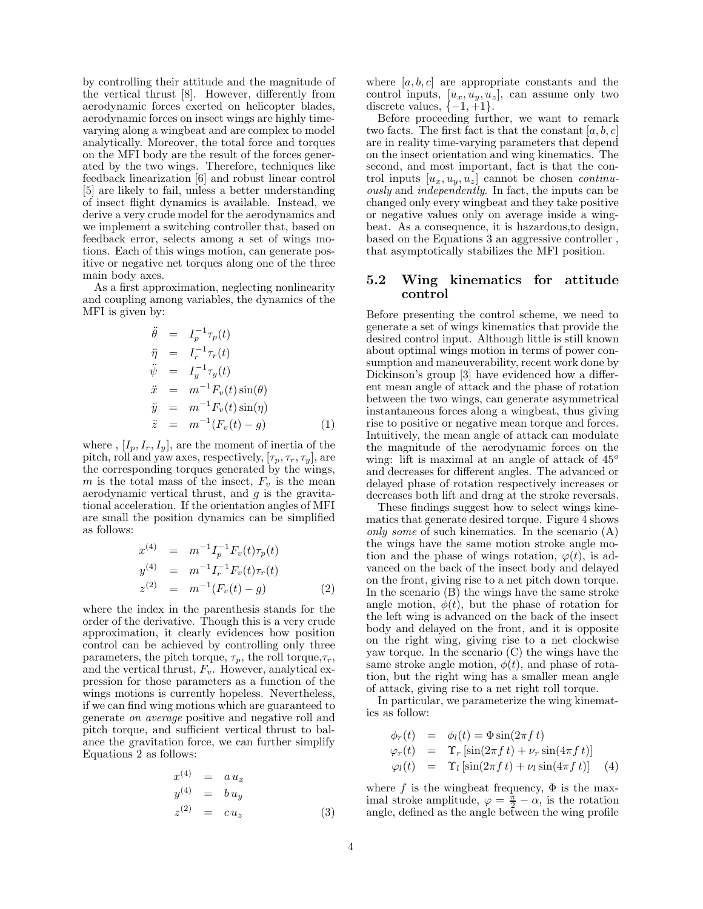by controlling their attitude and the magnitude of the vertical thrust [8]. However, differently from aerodynamic forces exerted on helicopter blades, aerodynamic forces on insect wings are highly time-varying along a wingbeat and are complex to model analytically. Moreover, the total force and torques on the MFI body are the result of the forces generated by the two wings. Therefore, techniques like feedback linearization [6] and robust linear control [5] are likely to fail, unless a better understanding of insect flight dynamics is available. Instead, we derive a very crude model for the aerodynamics and we implement a switching controller that, based on feedback error, selects among a set of wings motions. Each of this wings motion, can generate positive or negative net torques along one of the three main body axes.

As a first approximation, neglecting nonlinearity and coupling among variables, the dynamics of the MFI is given by:

$$
\begin{aligned}
\ddot{\theta} &= I_p^{-1}\tau_p(t) \\
\ddot{\eta} &= I_r^{-1}\tau_r(t) \\
\ddot{\psi} &= I_y^{-1}\tau_y(t) \\
\ddot{x} &= m^{-1}F_v(t)\sin(\theta) \\
\ddot{y} &= m^{-1}F_v(t)\sin(\eta) \\
\ddot{z} &= m^{-1}(F_v(t) - g) \qquad (1)
\end{aligned}
$$

where , $[I_p, I_r, I_y]$, are the moment of inertia of the pitch, roll and yaw axes, respectively, $[\tau_p, \tau_r, \tau_y]$, are the corresponding torques generated by the wings, $m$ is the total mass of the insect, $F_v$ is the mean aerodynamic vertical thrust, and $g$ is the gravitational acceleration. If the orientation angles of MFI are small the position dynamics can be simplified as follows:

$$
\begin{aligned}
x^{(4)} &= m^{-1}I_p^{-1}F_v(t)\tau_p(t) \\
y^{(4)} &= m^{-1}I_r^{-1}F_v(t)\tau_r(t) \\
z^{(2)} &= m^{-1}(F_v(t) - g) \qquad (2)
\end{aligned}
$$

where the index in the parenthesis stands for the order of the derivative. Though this is a very crude approximation, it clearly evidences how position control can be achieved by controlling only three parameters, the pitch torque, $\tau_p$, the roll torque,$\tau_r$, and the vertical thrust, $F_v$. However, analytical expression for those parameters as a function of the wings motions is currently hopeless. Nevertheless, if we can find wing motions which are guaranteed to generate *on average* positive and negative roll and pitch torque, and sufficient vertical thrust to balance the gravitation force, we can further simplify Equations 2 as follows:

$$
\begin{aligned}
x^{(4)} &= a\,u_x \\
y^{(4)} &= b\,u_y \\
z^{(2)} &= c\,u_z \qquad (3)
\end{aligned}
$$

where $[a, b, c]$ are appropriate constants and the control inputs, $[u_x, u_y, u_z]$, can assume only two discrete values, $\{-1, +1\}$.

Before proceeding further, we want to remark two facts. The first fact is that the constant $[a, b, c]$ are in reality time-varying parameters that depend on the insect orientation and wing kinematics. The second, and most important, fact is that the control inputs $[u_x, u_y, u_z]$ cannot be chosen *continuously* and *independently*. In fact, the inputs can be changed only every wingbeat and they take positive or negative values only on average inside a wingbeat. As a consequence, it is hazardous,to design, based on the Equations 3 an aggressive controller , that asymptotically stabilizes the MFI position.

## 5.2 Wing kinematics for attitude control

Before presenting the control scheme, we need to generate a set of wings kinematics that provide the desired control input. Although little is still known about optimal wings motion in terms of power consumption and maneuverability, recent work done by Dickinson's group [3] have evidenced how a different mean angle of attack and the phase of rotation between the two wings, can generate asymmetrical instantaneous forces along a wingbeat, thus giving rise to positive or negative mean torque and forces. Intuitively, the mean angle of attack can modulate the magnitude of the aerodynamic forces on the wing: lift is maximal at an angle of attack of $45^o$ and decreases for different angles. The advanced or delayed phase of rotation respectively increases or decreases both lift and drag at the stroke reversals.

These findings suggest how to select wings kinematics that generate desired torque. Figure 4 shows *only some* of such kinematics. In the scenario (A) the wings have the same motion stroke angle motion and the phase of wings rotation, $\varphi(t)$, is advanced on the back of the insect body and delayed on the front, giving rise to a net pitch down torque. In the scenario (B) the wings have the same stroke angle motion, $\phi(t)$, but the phase of rotation for the left wing is advanced on the back of the insect body and delayed on the front, and it is opposite on the right wing, giving rise to a net clockwise yaw torque. In the scenario (C) the wings have the same stroke angle motion, $\phi(t)$, and phase of rotation, but the right wing has a smaller mean angle of attack, giving rise to a net right roll torque.

In particular, we parameterize the wing kinematics as follow:

$$
\begin{aligned}
\phi_r(t) &= \phi_l(t) = \Phi\sin(2\pi f\,t) \\
\varphi_r(t) &= \Upsilon_r\left[\sin(2\pi f\,t) + \nu_r\sin(4\pi f\,t)\right] \\
\varphi_l(t) &= \Upsilon_l\left[\sin(2\pi f\,t) + \nu_l\sin(4\pi f\,t)\right] \qquad (4)
\end{aligned}
$$

where $f$ is the wingbeat frequency, $\Phi$ is the maximal stroke amplitude, $\varphi = \frac{\pi}{2} - \alpha$, is the rotation angle, defined as the angle between the wing profile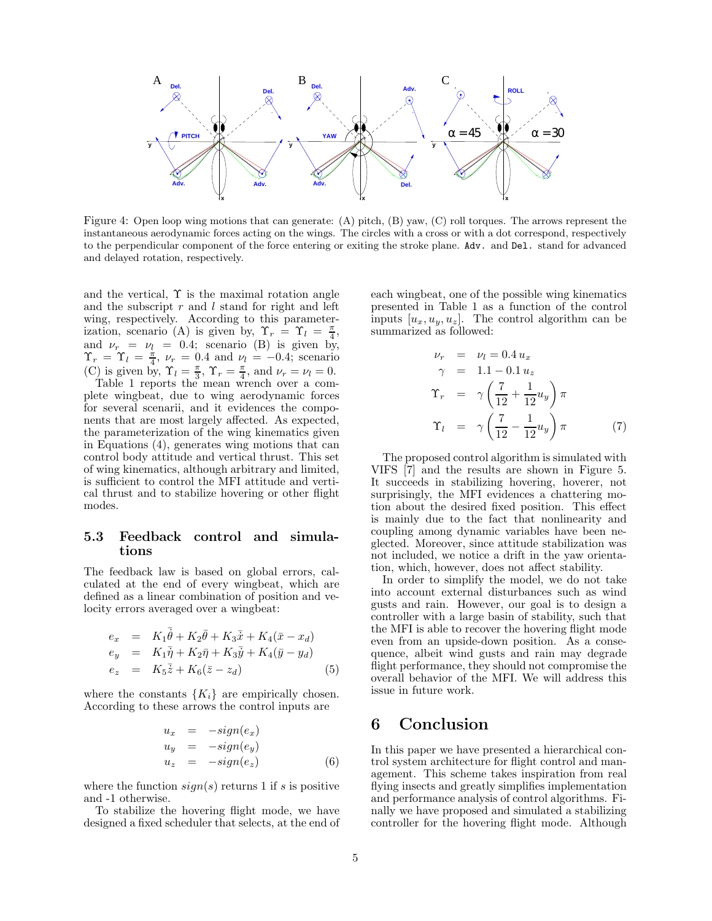Figure 4: Open loop wing motions that can generate: (A) pitch, (B) yaw, (C) roll torques. The arrows represent the instantaneous aerodynamic forces acting on the wings. The circles with a cross or with a dot correspond, respectively to the perpendicular component of the force entering or exiting the stroke plane. `Adv.` and `Del.` stand for advanced and delayed rotation, respectively.

and the vertical, $\Upsilon$ is the maximal rotation angle and the subscript $r$ and $l$ stand for right and left wing, respectively. According to this parameterization, scenario (A) is given by, $\Upsilon_r = \Upsilon_l = \frac{\pi}{4}$, and $\nu_r = \nu_l = 0.4$; scenario (B) is given by, $\Upsilon_r = \Upsilon_l = \frac{\pi}{4}$, $\nu_r = 0.4$ and $\nu_l = -0.4$; scenario (C) is given by, $\Upsilon_l = \frac{\pi}{3}$, $\Upsilon_r = \frac{\pi}{4}$, and $\nu_r = \nu_l = 0$.

Table 1 reports the mean wrench over a complete wingbeat, due to wing aerodynamic forces for several scenarii, and it evidences the components that are most largely affected. As expected, the parameterization of the wing kinematics given in Equations (4), generates wing motions that can control body attitude and vertical thrust. This set of wing kinematics, although arbitrary and limited, is sufficient to control the MFI attitude and vertical thrust and to stabilize hovering or other flight modes.

### 5.3 Feedback control and simulations

The feedback law is based on global errors, calculated at the end of every wingbeat, which are defined as a linear combination of position and velocity errors averaged over a wingbeat:

$$
\begin{aligned}
e_x &= K_1\bar{\dot{\theta}} + K_2\bar{\theta} + K_3\bar{\dot{x}} + K_4(\bar{x} - x_d) \\
e_y &= K_1\bar{\dot{\eta}} + K_2\bar{\eta} + K_3\bar{\dot{y}} + K_4(\bar{y} - y_d) \\
e_z &= K_5\bar{\dot{z}} + K_6(\bar{z} - z_d)
\end{aligned}
\quad (5)
$$

where the constants $\{K_i\}$ are empirically chosen. According to these arrows the control inputs are

$$
\begin{aligned}
u_x &= -sign(e_x) \\
u_y &= -sign(e_y) \\
u_z &= -sign(e_z)
\end{aligned}
\quad (6)
$$

where the function $sign(s)$ returns 1 if $s$ is positive and -1 otherwise.

To stabilize the hovering flight mode, we have designed a fixed scheduler that selects, at the end of each wingbeat, one of the possible wing kinematics presented in Table 1 as a function of the control inputs $[u_x, u_y, u_z]$. The control algorithm can be summarized as followed:

$$
\begin{aligned}
\nu_r &= \nu_l = 0.4\, u_x \\
\gamma &= 1.1 - 0.1\, u_z \\
\Upsilon_r &= \gamma\left(\frac{7}{12} + \frac{1}{12}u_y\right)\pi \\
\Upsilon_l &= \gamma\left(\frac{7}{12} - \frac{1}{12}u_y\right)\pi
\end{aligned}
\quad (7)
$$

The proposed control algorithm is simulated with VIFS [7] and the results are shown in Figure 5. It succeeds in stabilizing hovering, hoverer, not surprisingly, the MFI evidences a chattering motion about the desired fixed position. This effect is mainly due to the fact that nonlinearity and coupling among dynamic variables have been neglected. Moreover, since attitude stabilization was not included, we notice a drift in the yaw orientation, which, however, does not affect stability.

In order to simplify the model, we do not take into account external disturbances such as wind gusts and rain. However, our goal is to design a controller with a large basin of stability, such that the MFI is able to recover the hovering flight mode even from an upside-down position. As a consequence, albeit wind gusts and rain may degrade flight performance, they should not compromise the overall behavior of the MFI. We will address this issue in future work.

## 6 Conclusion

In this paper we have presented a hierarchical control system architecture for flight control and management. This scheme takes inspiration from real flying insects and greatly simplifies implementation and performance analysis of control algorithms. Finally we have proposed and simulated a stabilizing controller for the hovering flight mode. Although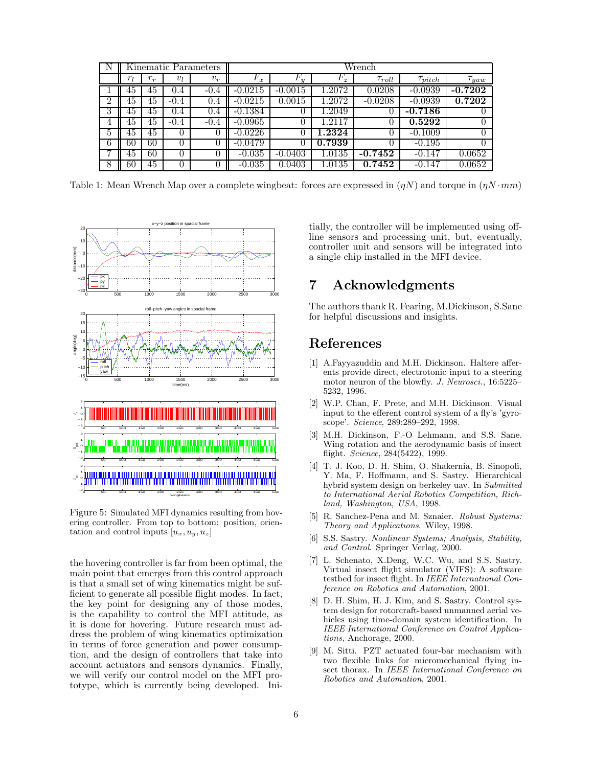| N | Kinematic Parameters | | | | Wrench | | | | | |
|---|---|---|---|---|---|---|---|---|---|---|
| | $r_l$ | $r_r$ | $v_l$ | $v_r$ | $F_x$ | $F_y$ | $F_z$ | $\tau_{roll}$ | $\tau_{pitch}$ | $\tau_{yaw}$ |
| 1 | 45 | 45 | 0.4 | -0.4 | -0.0215 | -0.0015 | 1.2072 | 0.0208 | -0.0939 | **-0.7202** |
| 2 | 45 | 45 | -0.4 | 0.4 | -0.0215 | 0.0015 | 1.2072 | -0.0208 | -0.0939 | **0.7202** |
| 3 | 45 | 45 | 0.4 | 0.4 | -0.1384 | 0 | 1.2049 | 0 | **-0.7186** | 0 |
| 4 | 45 | 45 | -0.4 | -0.4 | -0.0965 | 0 | 1.2117 | 0 | **0.5292** | 0 |
| 5 | 45 | 45 | 0 | 0 | -0.0226 | 0 | **1.2324** | 0 | -0.1009 | 0 |
| 6 | 60 | 60 | 0 | 0 | -0.0479 | 0 | **0.7939** | 0 | -0.195 | 0 |
| 7 | 45 | 60 | 0 | 0 | -0.035 | -0.0403 | 1.0135 | **-0.7452** | -0.147 | 0.0652 |
| 8 | 60 | 45 | 0 | 0 | -0.035 | 0.0403 | 1.0135 | **0.7452** | -0.147 | 0.0652 |

Table 1: Mean Wrench Map over a complete wingbeat: forces are expressed in ($\eta N$) and torque in ($\eta N \cdot mm$)

x–y–z position in spacial frame

distance(mm)

px
py
pz

roll–pitch–yaw angles in spacial frame

angle(deg)

roll
pitch
yaw

time(ms)

wingbeats

Figure 5: Simulated MFI dynamics resulting from hovering controller. From top to bottom: position, orientation and control inputs $[u_x, u_y, u_z]$

the hovering controller is far from been optimal, the main point that emerges from this control approach is that a small set of wing kinematics might be sufficient to generate all possible flight modes. In fact, the key point for designing any of those modes, is the capability to control the MFI attitude, as it is done for hovering. Future research must adress the problem of wing kinematics optimization in terms of force generation and power consumption, and the design of controllers that take into account actuators and sensors dynamics. Finally, we will verify our control model on the MFI prototype, which is currently being developed. Initially, the controller will be implemented using off-line sensors and processing unit, but, eventually, controller unit and sensors will be integrated into a single chip installed in the MFI device.

## 7 Acknowledgments

The authors thank R. Fearing, M.Dickinson, S.Sane for helpful discussions and insights.

## References

[1] A.Fayyazuddin and M.H. Dickinson. Haltere afferents provide direct, electrotonic input to a steering motor neuron of the blowfly. *J. Neurosci.*, 16:5225–5232, 1996.

[2] W.P. Chan, F. Prete, and M.H. Dickinson. Visual input to the efferent control system of a fly's 'gyroscope'. *Science*, 289:289–292, 1998.

[3] M.H. Dickinson, F.-O Lehmann, and S.S. Sane. Wing rotation and the aerodynamic basis of insect flight. *Science*, 284(5422), 1999.

[4] T. J. Koo, D. H. Shim, O. Shakernia, B. Sinopoli, Y. Ma, F. Hoffmann, and S. Sastry. Hierarchical hybrid system design on berkeley uav. In *Submitted to International Aerial Robotics Competition, Richland, Washington, USA*, 1998.

[5] R. Sanchez-Pena and M. Sznaier. *Robust Systems: Theory and Applications*. Wiley, 1998.

[6] S.S. Sastry. *Nonlinear Systems; Analysis, Stability, and Control*. Springer Verlag, 2000.

[7] L. Schenato, X.Deng, W.C. Wu, and S.S. Sastry. Virtual insect flight simulator (VIFS): A software testbed for insect flight. In *IEEE International Conference on Robotics and Automation*, 2001.

[8] D. H. Shim, H. J. Kim, and S. Sastry. Control system design for rotorcraft-based unmanned aerial vehicles using time-domain system identification. In *IEEE International Conference on Control Applications*, Anchorage, 2000.

[9] M. Sitti. PZT actuated four-bar mechanism with two flexible links for micromechanical flying insect thorax. In *IEEE International Conference on Robotics and Automation*, 2001.